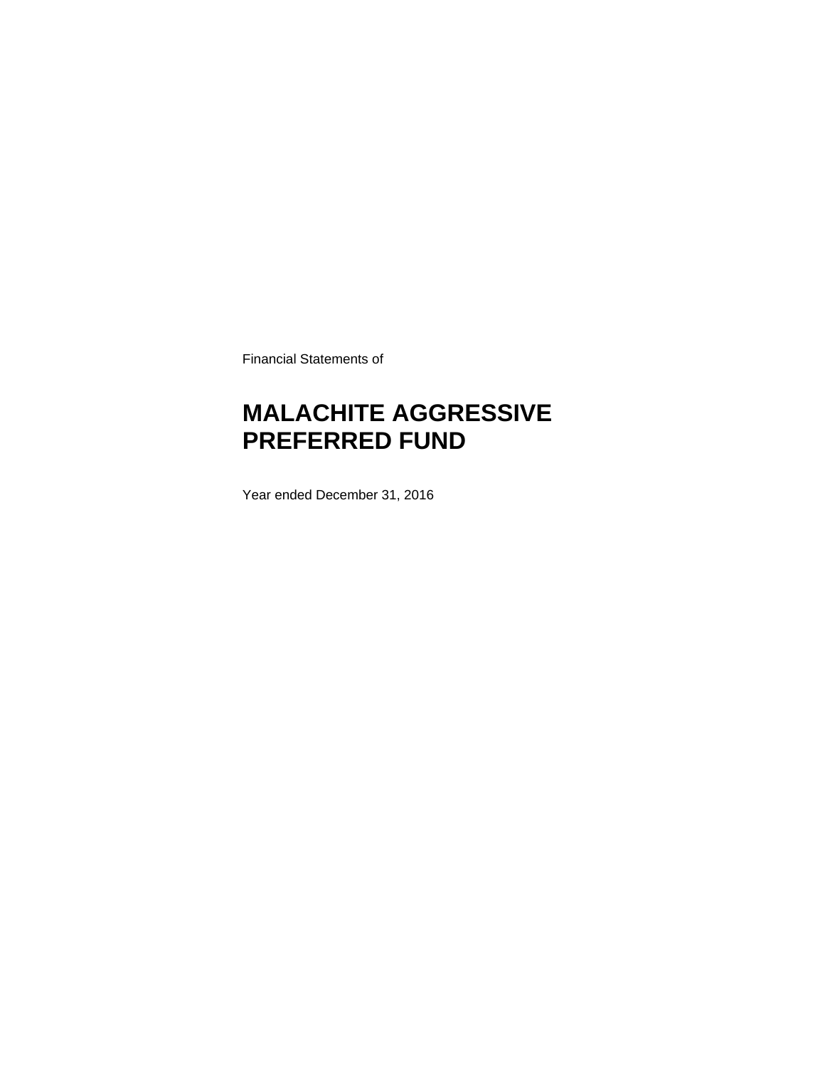Financial Statements of

# MALACHITE AGGRESSIVE PREFERRED FUND

Year ended December 31, 2016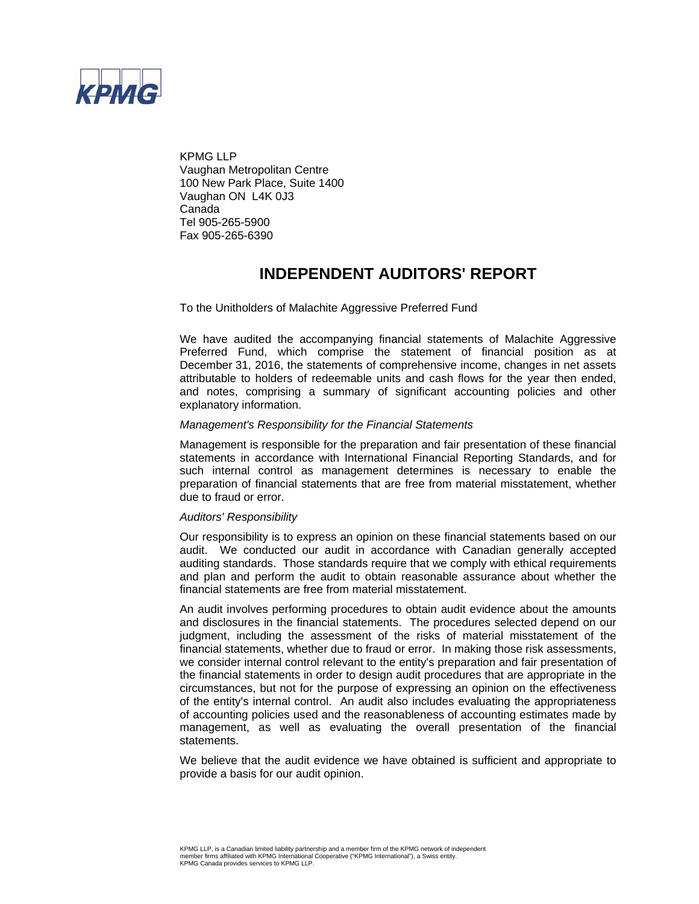KPMG

KPMG LLP
Vaughan Metropolitan Centre
100 New Park Place, Suite 1400
Vaughan ON  L4K 0J3
Canada
Tel 905-265-5900
Fax 905-265-6390

# INDEPENDENT AUDITORS' REPORT

To the Unitholders of Malachite Aggressive Preferred Fund

We have audited the accompanying financial statements of Malachite Aggressive Preferred Fund, which comprise the statement of financial position as at December 31, 2016, the statements of comprehensive income, changes in net assets attributable to holders of redeemable units and cash flows for the year then ended, and notes, comprising a summary of significant accounting policies and other explanatory information.

*Management's Responsibility for the Financial Statements*

Management is responsible for the preparation and fair presentation of these financial statements in accordance with International Financial Reporting Standards, and for such internal control as management determines is necessary to enable the preparation of financial statements that are free from material misstatement, whether due to fraud or error.

*Auditors' Responsibility*

Our responsibility is to express an opinion on these financial statements based on our audit. We conducted our audit in accordance with Canadian generally accepted auditing standards. Those standards require that we comply with ethical requirements and plan and perform the audit to obtain reasonable assurance about whether the financial statements are free from material misstatement.

An audit involves performing procedures to obtain audit evidence about the amounts and disclosures in the financial statements. The procedures selected depend on our judgment, including the assessment of the risks of material misstatement of the financial statements, whether due to fraud or error. In making those risk assessments, we consider internal control relevant to the entity's preparation and fair presentation of the financial statements in order to design audit procedures that are appropriate in the circumstances, but not for the purpose of expressing an opinion on the effectiveness of the entity's internal control. An audit also includes evaluating the appropriateness of accounting policies used and the reasonableness of accounting estimates made by management, as well as evaluating the overall presentation of the financial statements.

We believe that the audit evidence we have obtained is sufficient and appropriate to provide a basis for our audit opinion.

KPMG LLP, is a Canadian limited liability partnership and a member firm of the KPMG network of independent member firms affiliated with KPMG International Cooperative ("KPMG International"), a Swiss entity. KPMG Canada provides services to KPMG LLP.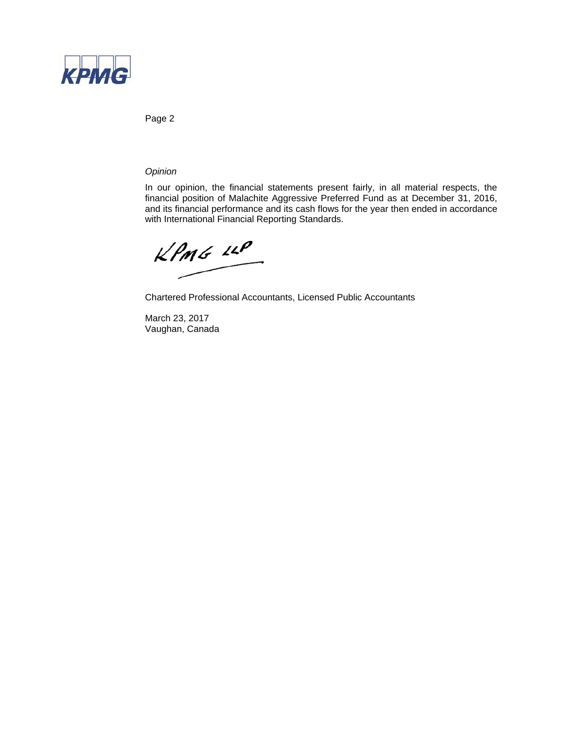*Opinion*

In our opinion, the financial statements present fairly, in all material respects, the financial position of Malachite Aggressive Preferred Fund as at December 31, 2016, and its financial performance and its cash flows for the year then ended in accordance with International Financial Reporting Standards.

KPMG LLP

Chartered Professional Accountants, Licensed Public Accountants

March 23, 2017
Vaughan, Canada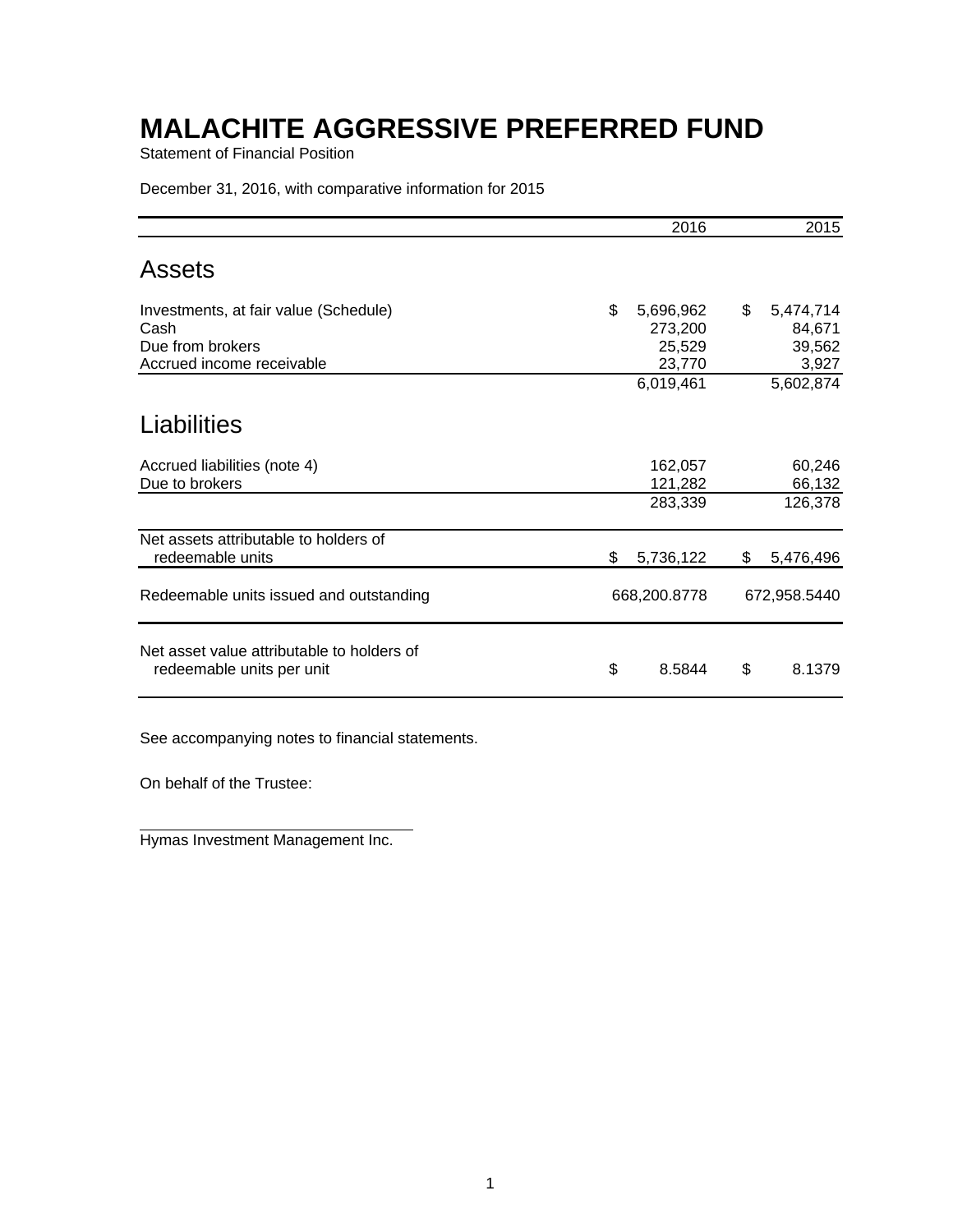# MALACHITE AGGRESSIVE PREFERRED FUND

Statement of Financial Position

December 31, 2016, with comparative information for 2015

| | 2016 | 2015 |
|---|---|---|
| **Assets** | | |
| Investments, at fair value (Schedule) | $ 5,696,962 | $ 5,474,714 |
| Cash | 273,200 | 84,671 |
| Due from brokers | 25,529 | 39,562 |
| Accrued income receivable | 23,770 | 3,927 |
| | 6,019,461 | 5,602,874 |
| **Liabilities** | | |
| Accrued liabilities (note 4) | 162,057 | 60,246 |
| Due to brokers | 121,282 | 66,132 |
| | 283,339 | 126,378 |
| Net assets attributable to holders of redeemable units | $ 5,736,122 | $ 5,476,496 |
| Redeemable units issued and outstanding | 668,200.8778 | 672,958.5440 |
| Net asset value attributable to holders of redeemable units per unit | $ 8.5844 | $ 8.1379 |

See accompanying notes to financial statements.

On behalf of the Trustee:

Hymas Investment Management Inc.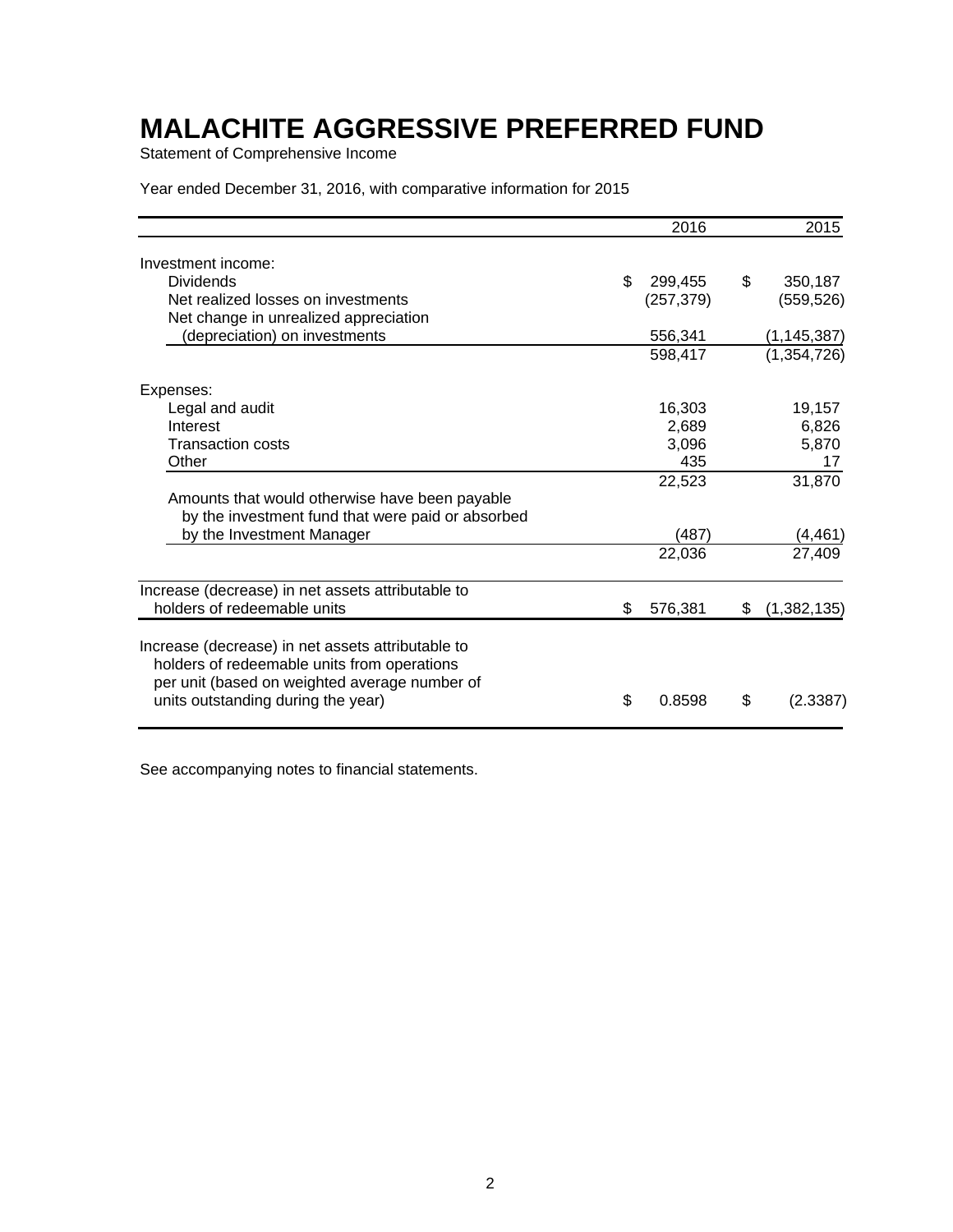# MALACHITE AGGRESSIVE PREFERRED FUND

Statement of Comprehensive Income

Year ended December 31, 2016, with comparative information for 2015

| | 2016 | 2015 |
|---|---|---|
| Investment income: | | |
| Dividends | $ 299,455 | $ 350,187 |
| Net realized losses on investments | (257,379) | (559,526) |
| Net change in unrealized appreciation (depreciation) on investments | 556,341 | (1,145,387) |
| | 598,417 | (1,354,726) |
| Expenses: | | |
| Legal and audit | 16,303 | 19,157 |
| Interest | 2,689 | 6,826 |
| Transaction costs | 3,096 | 5,870 |
| Other | 435 | 17 |
| | 22,523 | 31,870 |
| Amounts that would otherwise have been payable by the investment fund that were paid or absorbed by the Investment Manager | (487) | (4,461) |
| | 22,036 | 27,409 |
| Increase (decrease) in net assets attributable to holders of redeemable units | $ 576,381 | $ (1,382,135) |
| Increase (decrease) in net assets attributable to holders of redeemable units from operations per unit (based on weighted average number of units outstanding during the year) | $ 0.8598 | $ (2.3387) |

See accompanying notes to financial statements.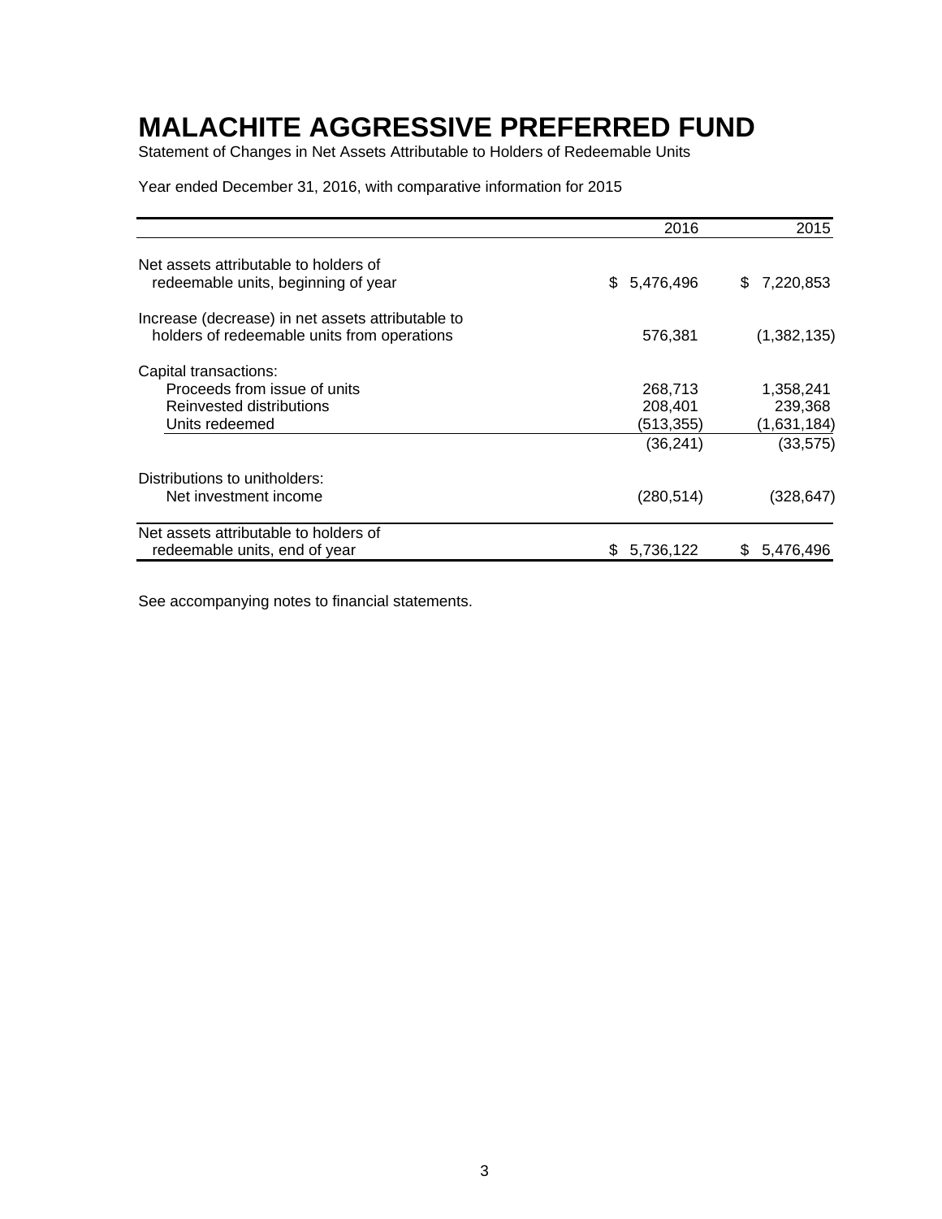# MALACHITE AGGRESSIVE PREFERRED FUND

Statement of Changes in Net Assets Attributable to Holders of Redeemable Units

Year ended December 31, 2016, with comparative information for 2015

| | 2016 | 2015 |
|---|---|---|
| Net assets attributable to holders of redeemable units, beginning of year | $ 5,476,496 | $ 7,220,853 |
| Increase (decrease) in net assets attributable to holders of redeemable units from operations | 576,381 | (1,382,135) |
| Capital transactions: | | |
| Proceeds from issue of units | 268,713 | 1,358,241 |
| Reinvested distributions | 208,401 | 239,368 |
| Units redeemed | (513,355) | (1,631,184) |
| | (36,241) | (33,575) |
| Distributions to unitholders: | | |
| Net investment income | (280,514) | (328,647) |
| Net assets attributable to holders of redeemable units, end of year | $ 5,736,122 | $ 5,476,496 |

See accompanying notes to financial statements.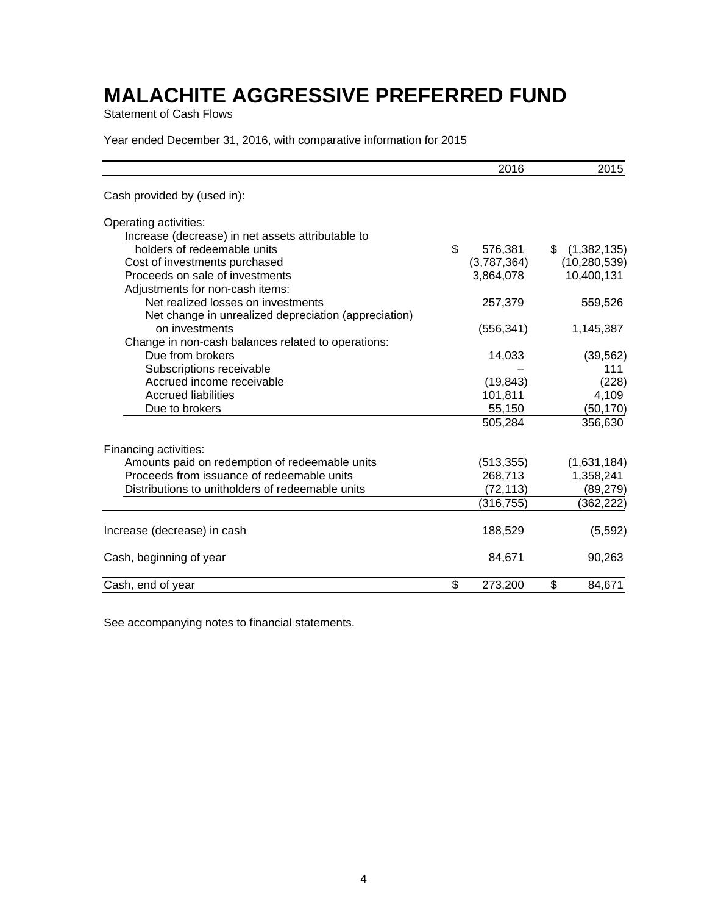# MALACHITE AGGRESSIVE PREFERRED FUND

Statement of Cash Flows

Year ended December 31, 2016, with comparative information for 2015

| | 2016 | 2015 |
|---|---|---|
| Cash provided by (used in): | | |
| Operating activities: | | |
| Increase (decrease) in net assets attributable to holders of redeemable units | $ 576,381 | $ (1,382,135) |
| Cost of investments purchased | (3,787,364) | (10,280,539) |
| Proceeds on sale of investments | 3,864,078 | 10,400,131 |
| Adjustments for non-cash items: | | |
| Net realized losses on investments | 257,379 | 559,526 |
| Net change in unrealized depreciation (appreciation) on investments | (556,341) | 1,145,387 |
| Change in non-cash balances related to operations: | | |
| Due from brokers | 14,033 | (39,562) |
| Subscriptions receivable | – | 111 |
| Accrued income receivable | (19,843) | (228) |
| Accrued liabilities | 101,811 | 4,109 |
| Due to brokers | 55,150 | (50,170) |
| | 505,284 | 356,630 |
| Financing activities: | | |
| Amounts paid on redemption of redeemable units | (513,355) | (1,631,184) |
| Proceeds from issuance of redeemable units | 268,713 | 1,358,241 |
| Distributions to unitholders of redeemable units | (72,113) | (89,279) |
| | (316,755) | (362,222) |
| Increase (decrease) in cash | 188,529 | (5,592) |
| Cash, beginning of year | 84,671 | 90,263 |
| Cash, end of year | $ 273,200 | $ 84,671 |

See accompanying notes to financial statements.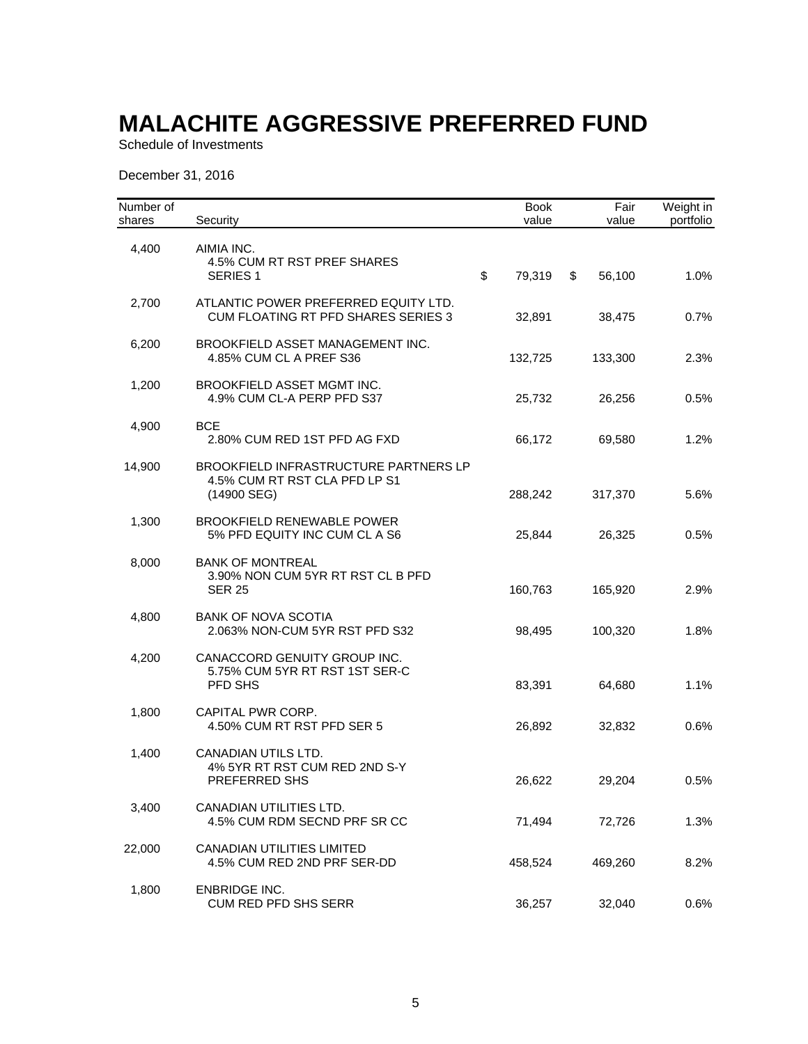# MALACHITE AGGRESSIVE PREFERRED FUND

Schedule of Investments

December 31, 2016

| Number of shares | Security | Book value | Fair value | Weight in portfolio |
|---|---|---|---|---|
| 4,400 | AIMIA INC.<br>4.5% CUM RT RST PREF SHARES SERIES 1 | $ 79,319 | $ 56,100 | 1.0% |
| 2,700 | ATLANTIC POWER PREFERRED EQUITY LTD.<br>CUM FLOATING RT PFD SHARES SERIES 3 | 32,891 | 38,475 | 0.7% |
| 6,200 | BROOKFIELD ASSET MANAGEMENT INC.<br>4.85% CUM CL A PREF S36 | 132,725 | 133,300 | 2.3% |
| 1,200 | BROOKFIELD ASSET MGMT INC.<br>4.9% CUM CL-A PERP PFD S37 | 25,732 | 26,256 | 0.5% |
| 4,900 | BCE<br>2.80% CUM RED 1ST PFD AG FXD | 66,172 | 69,580 | 1.2% |
| 14,900 | BROOKFIELD INFRASTRUCTURE PARTNERS LP<br>4.5% CUM RT RST CLA PFD LP S1 (14900 SEG) | 288,242 | 317,370 | 5.6% |
| 1,300 | BROOKFIELD RENEWABLE POWER<br>5% PFD EQUITY INC CUM CL A S6 | 25,844 | 26,325 | 0.5% |
| 8,000 | BANK OF MONTREAL<br>3.90% NON CUM 5YR RT RST CL B PFD SER 25 | 160,763 | 165,920 | 2.9% |
| 4,800 | BANK OF NOVA SCOTIA<br>2.063% NON-CUM 5YR RST PFD S32 | 98,495 | 100,320 | 1.8% |
| 4,200 | CANACCORD GENUITY GROUP INC.<br>5.75% CUM 5YR RT RST 1ST SER-C PFD SHS | 83,391 | 64,680 | 1.1% |
| 1,800 | CAPITAL PWR CORP.<br>4.50% CUM RT RST PFD SER 5 | 26,892 | 32,832 | 0.6% |
| 1,400 | CANADIAN UTILS LTD.<br>4% 5YR RT RST CUM RED 2ND S-Y PREFERRED SHS | 26,622 | 29,204 | 0.5% |
| 3,400 | CANADIAN UTILITIES LTD.<br>4.5% CUM RDM SECND PRF SR CC | 71,494 | 72,726 | 1.3% |
| 22,000 | CANADIAN UTILITIES LIMITED<br>4.5% CUM RED 2ND PRF SER-DD | 458,524 | 469,260 | 8.2% |
| 1,800 | ENBRIDGE INC.<br>CUM RED PFD SHS SERR | 36,257 | 32,040 | 0.6% |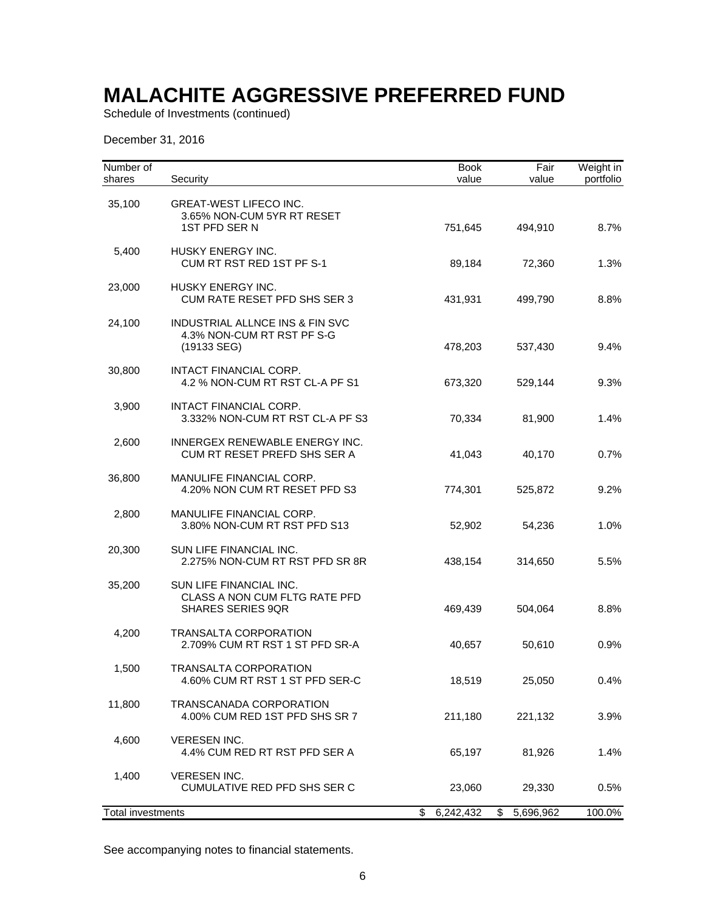# MALACHITE AGGRESSIVE PREFERRED FUND

Schedule of Investments (continued)

December 31, 2016

| Number of shares | Security | Book value | Fair value | Weight in portfolio |
|---|---|---|---|---|
| 35,100 | GREAT-WEST LIFECO INC. 3.65% NON-CUM 5YR RT RESET 1ST PFD SER N | 751,645 | 494,910 | 8.7% |
| 5,400 | HUSKY ENERGY INC. CUM RT RST RED 1ST PF S-1 | 89,184 | 72,360 | 1.3% |
| 23,000 | HUSKY ENERGY INC. CUM RATE RESET PFD SHS SER 3 | 431,931 | 499,790 | 8.8% |
| 24,100 | INDUSTRIAL ALLNCE INS & FIN SVC 4.3% NON-CUM RT RST PF S-G (19133 SEG) | 478,203 | 537,430 | 9.4% |
| 30,800 | INTACT FINANCIAL CORP. 4.2 % NON-CUM RT RST CL-A PF S1 | 673,320 | 529,144 | 9.3% |
| 3,900 | INTACT FINANCIAL CORP. 3.332% NON-CUM RT RST CL-A PF S3 | 70,334 | 81,900 | 1.4% |
| 2,600 | INNERGEX RENEWABLE ENERGY INC. CUM RT RESET PREFD SHS SER A | 41,043 | 40,170 | 0.7% |
| 36,800 | MANULIFE FINANCIAL CORP. 4.20% NON CUM RT RESET PFD S3 | 774,301 | 525,872 | 9.2% |
| 2,800 | MANULIFE FINANCIAL CORP. 3.80% NON-CUM RT RST PFD S13 | 52,902 | 54,236 | 1.0% |
| 20,300 | SUN LIFE FINANCIAL INC. 2.275% NON-CUM RT RST PFD SR 8R | 438,154 | 314,650 | 5.5% |
| 35,200 | SUN LIFE FINANCIAL INC. CLASS A NON CUM FLTG RATE PFD SHARES SERIES 9QR | 469,439 | 504,064 | 8.8% |
| 4,200 | TRANSALTA CORPORATION 2.709% CUM RT RST 1 ST PFD SR-A | 40,657 | 50,610 | 0.9% |
| 1,500 | TRANSALTA CORPORATION 4.60% CUM RT RST 1 ST PFD SER-C | 18,519 | 25,050 | 0.4% |
| 11,800 | TRANSCANADA CORPORATION 4.00% CUM RED 1ST PFD SHS SR 7 | 211,180 | 221,132 | 3.9% |
| 4,600 | VERESEN INC. 4.4% CUM RED RT RST PFD SER A | 65,197 | 81,926 | 1.4% |
| 1,400 | VERESEN INC. CUMULATIVE RED PFD SHS SER C | 23,060 | 29,330 | 0.5% |
| Total investments | | $ 6,242,432 | $ 5,696,962 | 100.0% |

See accompanying notes to financial statements.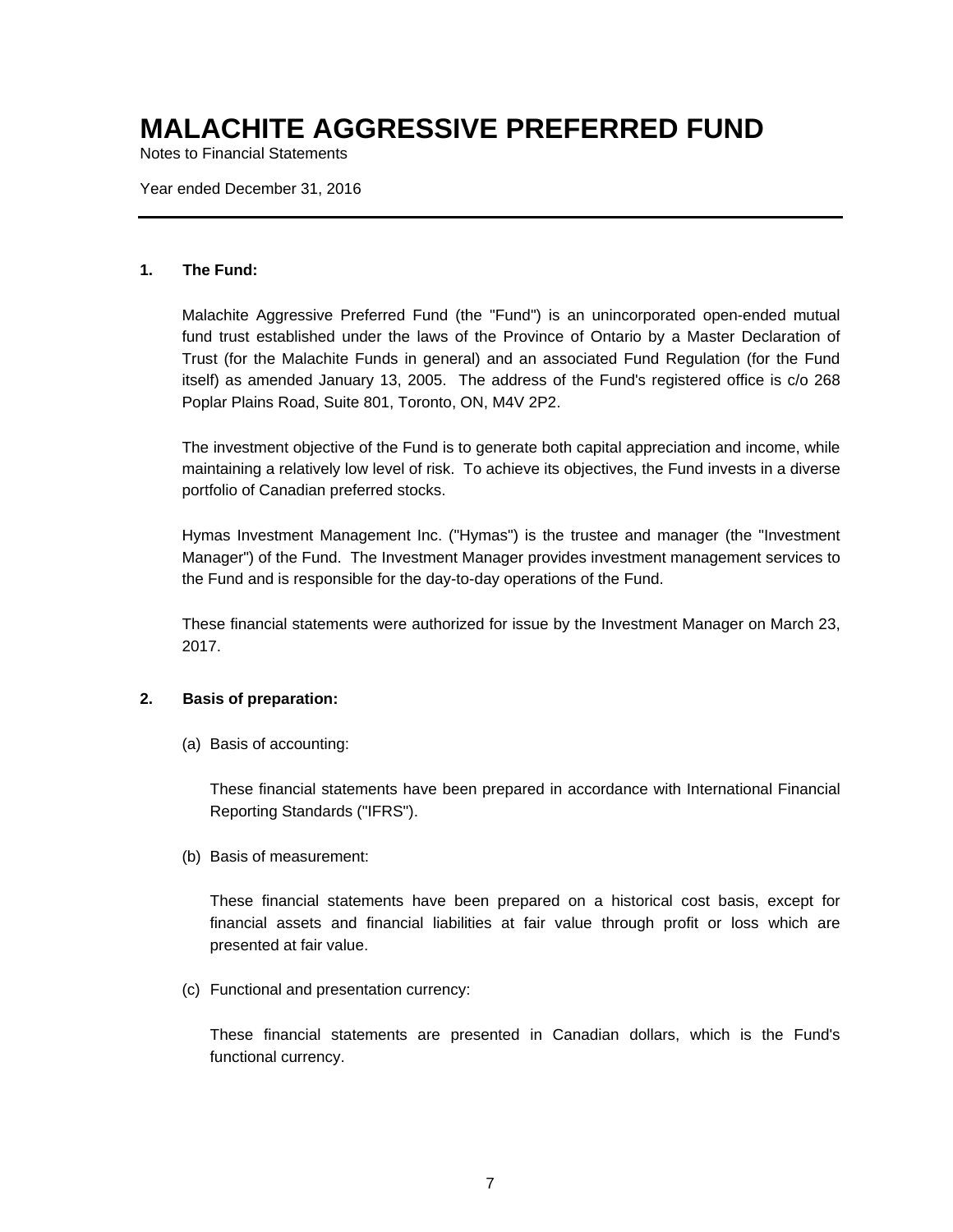# MALACHITE AGGRESSIVE PREFERRED FUND

Notes to Financial Statements

Year ended December 31, 2016

---

**1. The Fund:**

Malachite Aggressive Preferred Fund (the "Fund") is an unincorporated open-ended mutual fund trust established under the laws of the Province of Ontario by a Master Declaration of Trust (for the Malachite Funds in general) and an associated Fund Regulation (for the Fund itself) as amended January 13, 2005. The address of the Fund's registered office is c/o 268 Poplar Plains Road, Suite 801, Toronto, ON, M4V 2P2.

The investment objective of the Fund is to generate both capital appreciation and income, while maintaining a relatively low level of risk. To achieve its objectives, the Fund invests in a diverse portfolio of Canadian preferred stocks.

Hymas Investment Management Inc. ("Hymas") is the trustee and manager (the "Investment Manager") of the Fund. The Investment Manager provides investment management services to the Fund and is responsible for the day-to-day operations of the Fund.

These financial statements were authorized for issue by the Investment Manager on March 23, 2017.

**2. Basis of preparation:**

(a) Basis of accounting:

These financial statements have been prepared in accordance with International Financial Reporting Standards ("IFRS").

(b) Basis of measurement:

These financial statements have been prepared on a historical cost basis, except for financial assets and financial liabilities at fair value through profit or loss which are presented at fair value.

(c) Functional and presentation currency:

These financial statements are presented in Canadian dollars, which is the Fund's functional currency.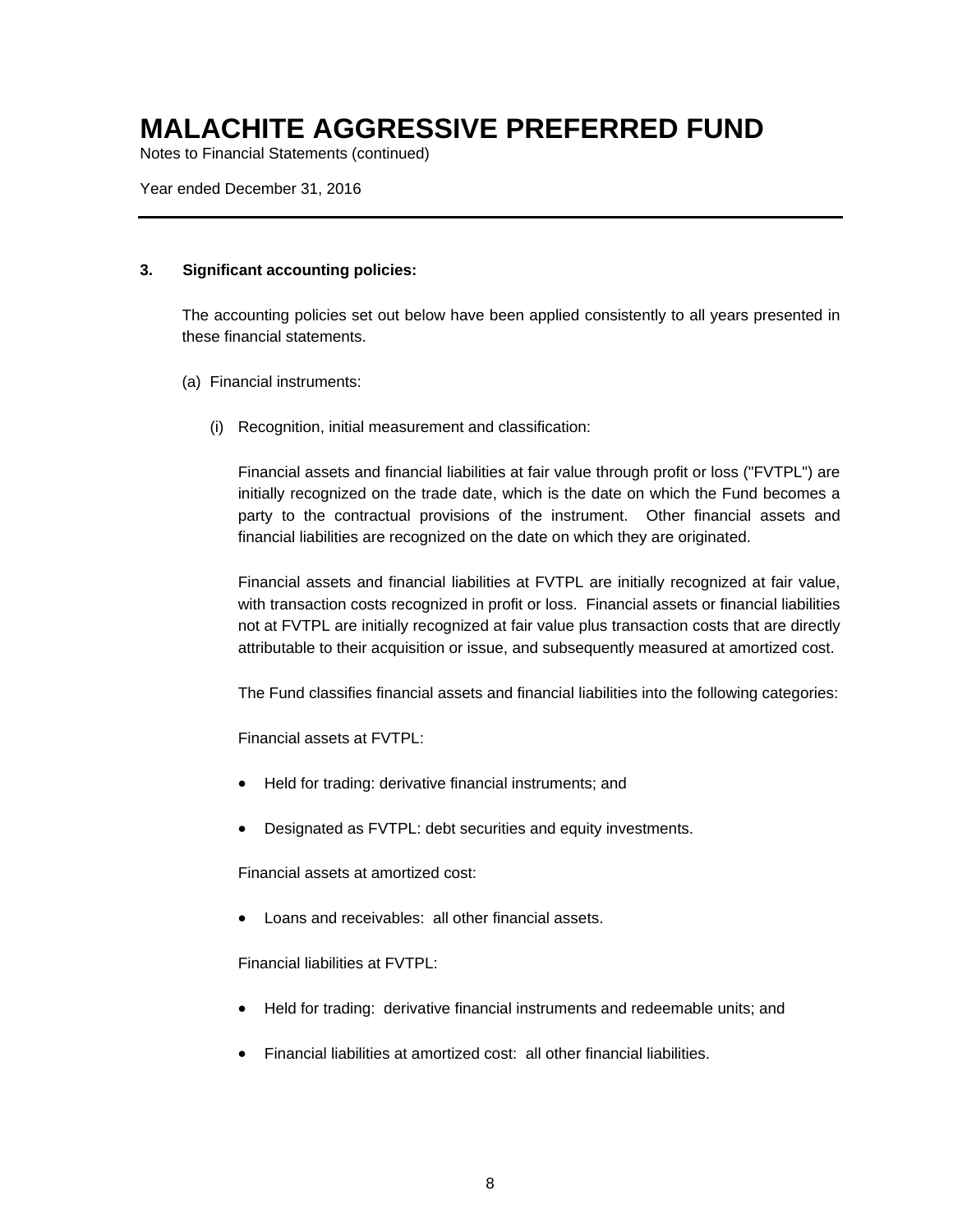# MALACHITE AGGRESSIVE PREFERRED FUND

Notes to Financial Statements (continued)

Year ended December 31, 2016

---

**3. Significant accounting policies:**

The accounting policies set out below have been applied consistently to all years presented in these financial statements.

(a) Financial instruments:

(i) Recognition, initial measurement and classification:

Financial assets and financial liabilities at fair value through profit or loss ("FVTPL") are initially recognized on the trade date, which is the date on which the Fund becomes a party to the contractual provisions of the instrument. Other financial assets and financial liabilities are recognized on the date on which they are originated.

Financial assets and financial liabilities at FVTPL are initially recognized at fair value, with transaction costs recognized in profit or loss. Financial assets or financial liabilities not at FVTPL are initially recognized at fair value plus transaction costs that are directly attributable to their acquisition or issue, and subsequently measured at amortized cost.

The Fund classifies financial assets and financial liabilities into the following categories:

Financial assets at FVTPL:

- Held for trading: derivative financial instruments; and
- Designated as FVTPL: debt securities and equity investments.

Financial assets at amortized cost:

- Loans and receivables: all other financial assets.

Financial liabilities at FVTPL:

- Held for trading: derivative financial instruments and redeemable units; and
- Financial liabilities at amortized cost: all other financial liabilities.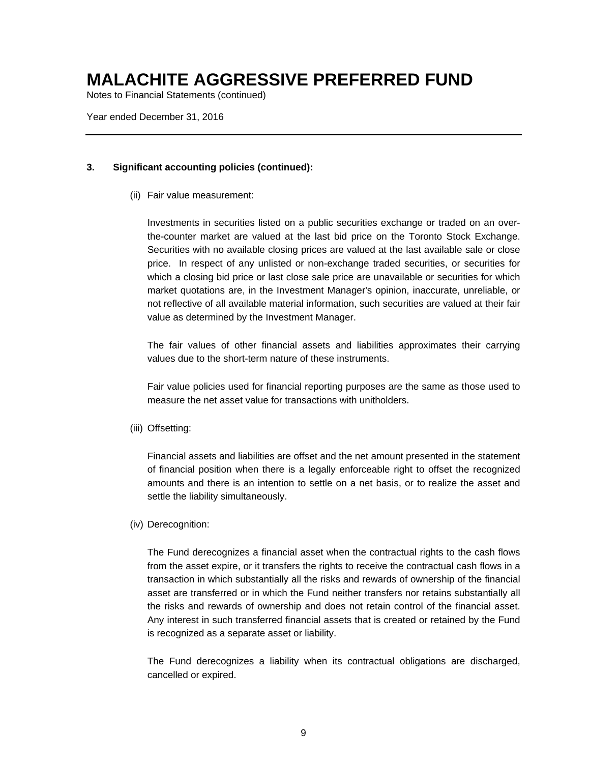# MALACHITE AGGRESSIVE PREFERRED FUND

Notes to Financial Statements (continued)

Year ended December 31, 2016

## 3. Significant accounting policies (continued):

(ii) Fair value measurement:

Investments in securities listed on a public securities exchange or traded on an over-the-counter market are valued at the last bid price on the Toronto Stock Exchange. Securities with no available closing prices are valued at the last available sale or close price. In respect of any unlisted or non-exchange traded securities, or securities for which a closing bid price or last close sale price are unavailable or securities for which market quotations are, in the Investment Manager's opinion, inaccurate, unreliable, or not reflective of all available material information, such securities are valued at their fair value as determined by the Investment Manager.

The fair values of other financial assets and liabilities approximates their carrying values due to the short-term nature of these instruments.

Fair value policies used for financial reporting purposes are the same as those used to measure the net asset value for transactions with unitholders.

(iii) Offsetting:

Financial assets and liabilities are offset and the net amount presented in the statement of financial position when there is a legally enforceable right to offset the recognized amounts and there is an intention to settle on a net basis, or to realize the asset and settle the liability simultaneously.

(iv) Derecognition:

The Fund derecognizes a financial asset when the contractual rights to the cash flows from the asset expire, or it transfers the rights to receive the contractual cash flows in a transaction in which substantially all the risks and rewards of ownership of the financial asset are transferred or in which the Fund neither transfers nor retains substantially all the risks and rewards of ownership and does not retain control of the financial asset. Any interest in such transferred financial assets that is created or retained by the Fund is recognized as a separate asset or liability.

The Fund derecognizes a liability when its contractual obligations are discharged, cancelled or expired.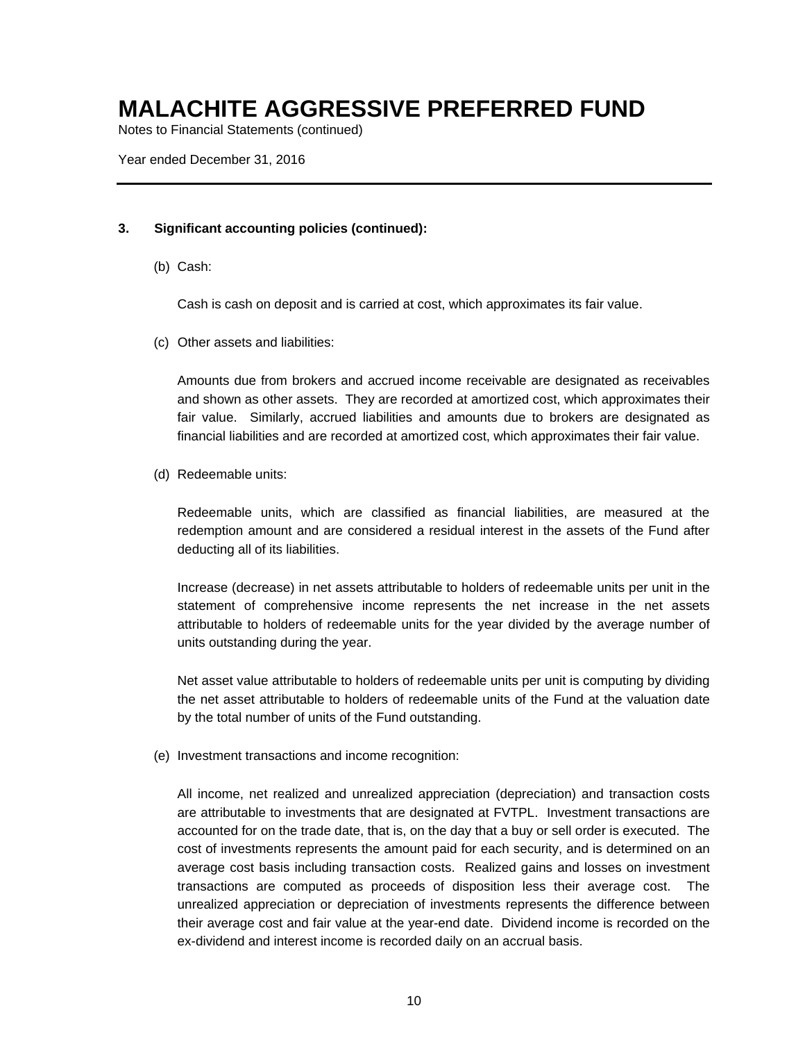# MALACHITE AGGRESSIVE PREFERRED FUND

Notes to Financial Statements (continued)

Year ended December 31, 2016

## 3. Significant accounting policies (continued):

(b) Cash:

Cash is cash on deposit and is carried at cost, which approximates its fair value.

(c) Other assets and liabilities:

Amounts due from brokers and accrued income receivable are designated as receivables and shown as other assets. They are recorded at amortized cost, which approximates their fair value. Similarly, accrued liabilities and amounts due to brokers are designated as financial liabilities and are recorded at amortized cost, which approximates their fair value.

(d) Redeemable units:

Redeemable units, which are classified as financial liabilities, are measured at the redemption amount and are considered a residual interest in the assets of the Fund after deducting all of its liabilities.

Increase (decrease) in net assets attributable to holders of redeemable units per unit in the statement of comprehensive income represents the net increase in the net assets attributable to holders of redeemable units for the year divided by the average number of units outstanding during the year.

Net asset value attributable to holders of redeemable units per unit is computing by dividing the net asset attributable to holders of redeemable units of the Fund at the valuation date by the total number of units of the Fund outstanding.

(e) Investment transactions and income recognition:

All income, net realized and unrealized appreciation (depreciation) and transaction costs are attributable to investments that are designated at FVTPL. Investment transactions are accounted for on the trade date, that is, on the day that a buy or sell order is executed. The cost of investments represents the amount paid for each security, and is determined on an average cost basis including transaction costs. Realized gains and losses on investment transactions are computed as proceeds of disposition less their average cost. The unrealized appreciation or depreciation of investments represents the difference between their average cost and fair value at the year-end date. Dividend income is recorded on the ex-dividend and interest income is recorded daily on an accrual basis.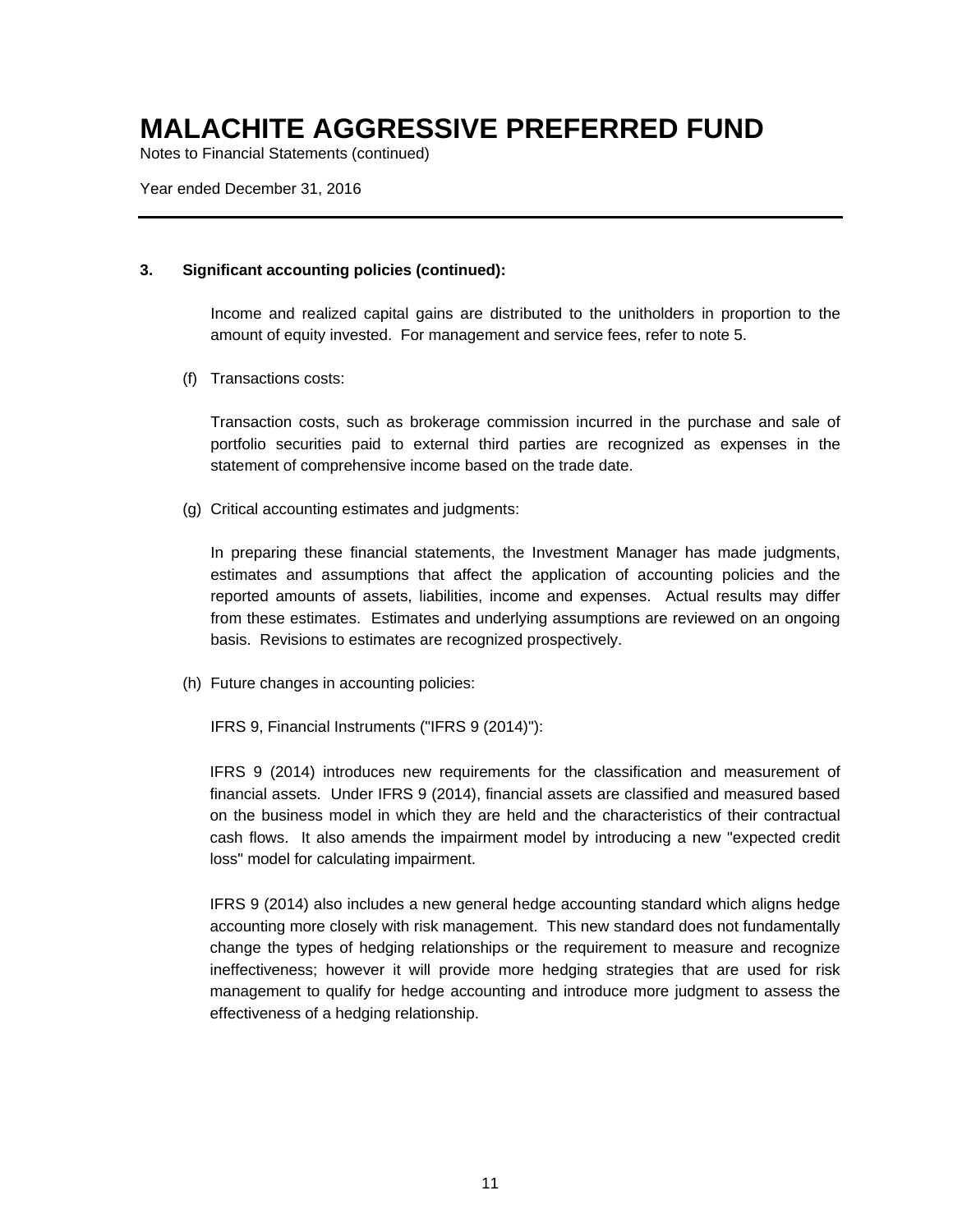# MALACHITE AGGRESSIVE PREFERRED FUND

Notes to Financial Statements (continued)

Year ended December 31, 2016

---

**3. Significant accounting policies (continued):**

Income and realized capital gains are distributed to the unitholders in proportion to the amount of equity invested. For management and service fees, refer to note 5.

(f) Transactions costs:

Transaction costs, such as brokerage commission incurred in the purchase and sale of portfolio securities paid to external third parties are recognized as expenses in the statement of comprehensive income based on the trade date.

(g) Critical accounting estimates and judgments:

In preparing these financial statements, the Investment Manager has made judgments, estimates and assumptions that affect the application of accounting policies and the reported amounts of assets, liabilities, income and expenses. Actual results may differ from these estimates. Estimates and underlying assumptions are reviewed on an ongoing basis. Revisions to estimates are recognized prospectively.

(h) Future changes in accounting policies:

IFRS 9, Financial Instruments ("IFRS 9 (2014)"):

IFRS 9 (2014) introduces new requirements for the classification and measurement of financial assets. Under IFRS 9 (2014), financial assets are classified and measured based on the business model in which they are held and the characteristics of their contractual cash flows. It also amends the impairment model by introducing a new "expected credit loss" model for calculating impairment.

IFRS 9 (2014) also includes a new general hedge accounting standard which aligns hedge accounting more closely with risk management. This new standard does not fundamentally change the types of hedging relationships or the requirement to measure and recognize ineffectiveness; however it will provide more hedging strategies that are used for risk management to qualify for hedge accounting and introduce more judgment to assess the effectiveness of a hedging relationship.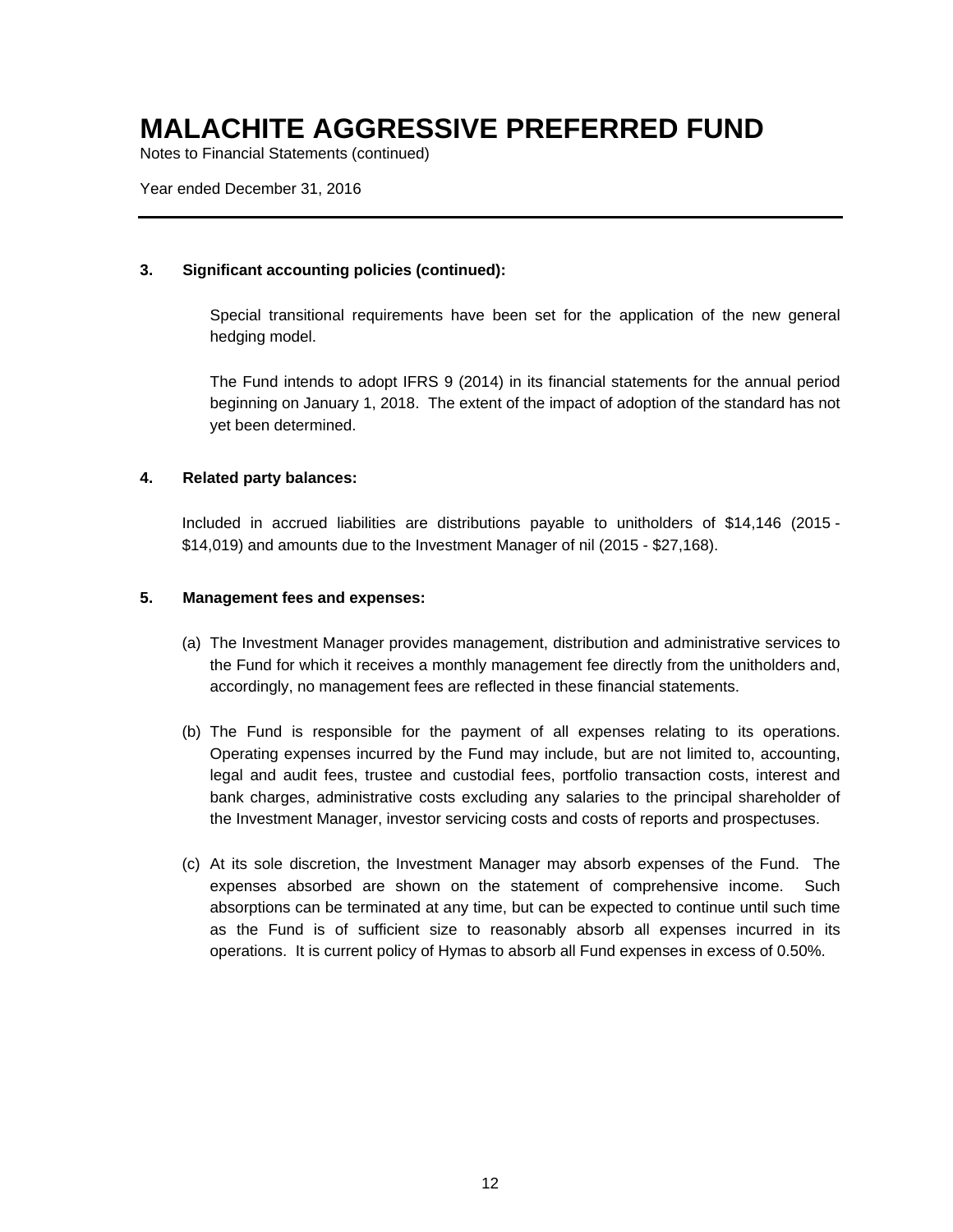# MALACHITE AGGRESSIVE PREFERRED FUND

Notes to Financial Statements (continued)

Year ended December 31, 2016

---

**3. Significant accounting policies (continued):**

Special transitional requirements have been set for the application of the new general hedging model.

The Fund intends to adopt IFRS 9 (2014) in its financial statements for the annual period beginning on January 1, 2018. The extent of the impact of adoption of the standard has not yet been determined.

**4. Related party balances:**

Included in accrued liabilities are distributions payable to unitholders of $14,146 (2015 - $14,019) and amounts due to the Investment Manager of nil (2015 - $27,168).

**5. Management fees and expenses:**

(a) The Investment Manager provides management, distribution and administrative services to the Fund for which it receives a monthly management fee directly from the unitholders and, accordingly, no management fees are reflected in these financial statements.

(b) The Fund is responsible for the payment of all expenses relating to its operations. Operating expenses incurred by the Fund may include, but are not limited to, accounting, legal and audit fees, trustee and custodial fees, portfolio transaction costs, interest and bank charges, administrative costs excluding any salaries to the principal shareholder of the Investment Manager, investor servicing costs and costs of reports and prospectuses.

(c) At its sole discretion, the Investment Manager may absorb expenses of the Fund. The expenses absorbed are shown on the statement of comprehensive income. Such absorptions can be terminated at any time, but can be expected to continue until such time as the Fund is of sufficient size to reasonably absorb all expenses incurred in its operations. It is current policy of Hymas to absorb all Fund expenses in excess of 0.50%.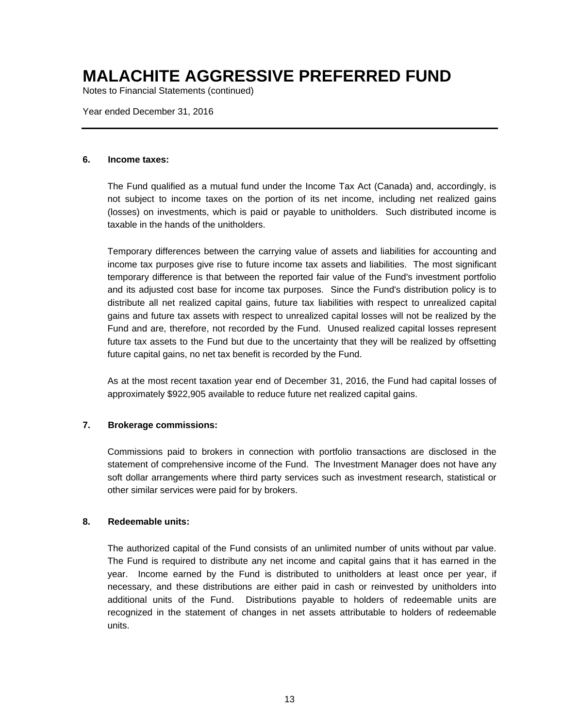# MALACHITE AGGRESSIVE PREFERRED FUND

Notes to Financial Statements (continued)

Year ended December 31, 2016

## 6. Income taxes:

The Fund qualified as a mutual fund under the Income Tax Act (Canada) and, accordingly, is not subject to income taxes on the portion of its net income, including net realized gains (losses) on investments, which is paid or payable to unitholders. Such distributed income is taxable in the hands of the unitholders.

Temporary differences between the carrying value of assets and liabilities for accounting and income tax purposes give rise to future income tax assets and liabilities. The most significant temporary difference is that between the reported fair value of the Fund's investment portfolio and its adjusted cost base for income tax purposes. Since the Fund's distribution policy is to distribute all net realized capital gains, future tax liabilities with respect to unrealized capital gains and future tax assets with respect to unrealized capital losses will not be realized by the Fund and are, therefore, not recorded by the Fund. Unused realized capital losses represent future tax assets to the Fund but due to the uncertainty that they will be realized by offsetting future capital gains, no net tax benefit is recorded by the Fund.

As at the most recent taxation year end of December 31, 2016, the Fund had capital losses of approximately $922,905 available to reduce future net realized capital gains.

## 7. Brokerage commissions:

Commissions paid to brokers in connection with portfolio transactions are disclosed in the statement of comprehensive income of the Fund. The Investment Manager does not have any soft dollar arrangements where third party services such as investment research, statistical or other similar services were paid for by brokers.

## 8. Redeemable units:

The authorized capital of the Fund consists of an unlimited number of units without par value. The Fund is required to distribute any net income and capital gains that it has earned in the year. Income earned by the Fund is distributed to unitholders at least once per year, if necessary, and these distributions are either paid in cash or reinvested by unitholders into additional units of the Fund. Distributions payable to holders of redeemable units are recognized in the statement of changes in net assets attributable to holders of redeemable units.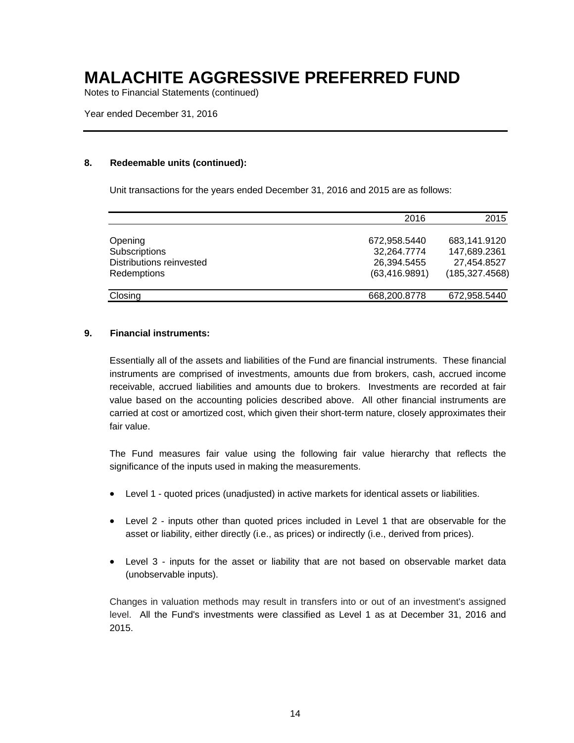# MALACHITE AGGRESSIVE PREFERRED FUND

Notes to Financial Statements (continued)

Year ended December 31, 2016

## 8. Redeemable units (continued):

Unit transactions for the years ended December 31, 2016 and 2015 are as follows:

| | 2016 | 2015 |
|---|---|---|
| Opening | 672,958.5440 | 683,141.9120 |
| Subscriptions | 32,264.7774 | 147,689.2361 |
| Distributions reinvested | 26,394.5455 | 27,454.8527 |
| Redemptions | (63,416.9891) | (185,327.4568) |
| Closing | 668,200.8778 | 672,958.5440 |

## 9. Financial instruments:

Essentially all of the assets and liabilities of the Fund are financial instruments. These financial instruments are comprised of investments, amounts due from brokers, cash, accrued income receivable, accrued liabilities and amounts due to brokers. Investments are recorded at fair value based on the accounting policies described above. All other financial instruments are carried at cost or amortized cost, which given their short-term nature, closely approximates their fair value.

The Fund measures fair value using the following fair value hierarchy that reflects the significance of the inputs used in making the measurements.

- Level 1 - quoted prices (unadjusted) in active markets for identical assets or liabilities.
- Level 2 - inputs other than quoted prices included in Level 1 that are observable for the asset or liability, either directly (i.e., as prices) or indirectly (i.e., derived from prices).
- Level 3 - inputs for the asset or liability that are not based on observable market data (unobservable inputs).

Changes in valuation methods may result in transfers into or out of an investment's assigned level. All the Fund's investments were classified as Level 1 as at December 31, 2016 and 2015.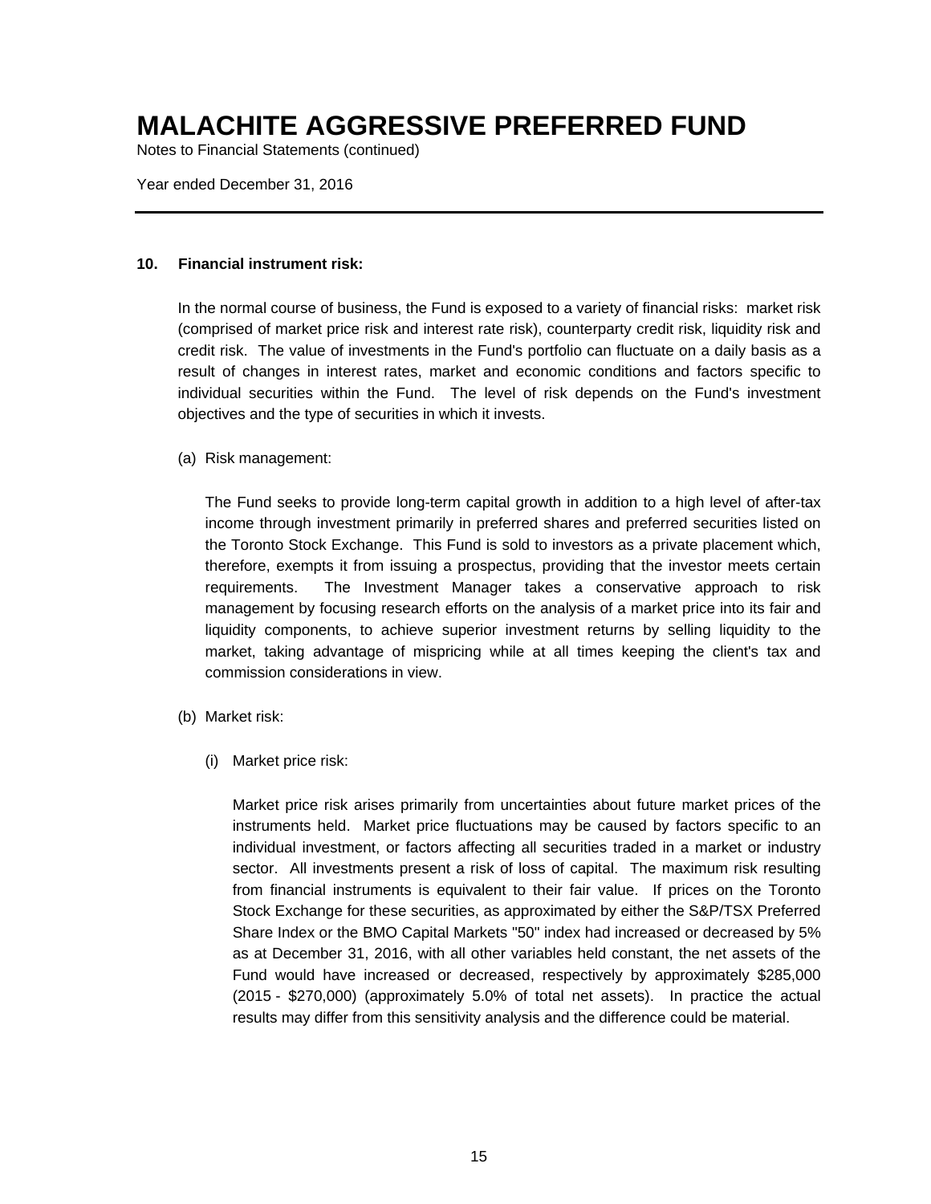# MALACHITE AGGRESSIVE PREFERRED FUND

Notes to Financial Statements (continued)

Year ended December 31, 2016

## 10. Financial instrument risk:

In the normal course of business, the Fund is exposed to a variety of financial risks: market risk (comprised of market price risk and interest rate risk), counterparty credit risk, liquidity risk and credit risk. The value of investments in the Fund's portfolio can fluctuate on a daily basis as a result of changes in interest rates, market and economic conditions and factors specific to individual securities within the Fund. The level of risk depends on the Fund's investment objectives and the type of securities in which it invests.

(a) Risk management:

The Fund seeks to provide long-term capital growth in addition to a high level of after-tax income through investment primarily in preferred shares and preferred securities listed on the Toronto Stock Exchange. This Fund is sold to investors as a private placement which, therefore, exempts it from issuing a prospectus, providing that the investor meets certain requirements. The Investment Manager takes a conservative approach to risk management by focusing research efforts on the analysis of a market price into its fair and liquidity components, to achieve superior investment returns by selling liquidity to the market, taking advantage of mispricing while at all times keeping the client's tax and commission considerations in view.

(b) Market risk:

(i) Market price risk:

Market price risk arises primarily from uncertainties about future market prices of the instruments held. Market price fluctuations may be caused by factors specific to an individual investment, or factors affecting all securities traded in a market or industry sector. All investments present a risk of loss of capital. The maximum risk resulting from financial instruments is equivalent to their fair value. If prices on the Toronto Stock Exchange for these securities, as approximated by either the S&P/TSX Preferred Share Index or the BMO Capital Markets "50" index had increased or decreased by 5% as at December 31, 2016, with all other variables held constant, the net assets of the Fund would have increased or decreased, respectively by approximately $285,000 (2015 - $270,000) (approximately 5.0% of total net assets). In practice the actual results may differ from this sensitivity analysis and the difference could be material.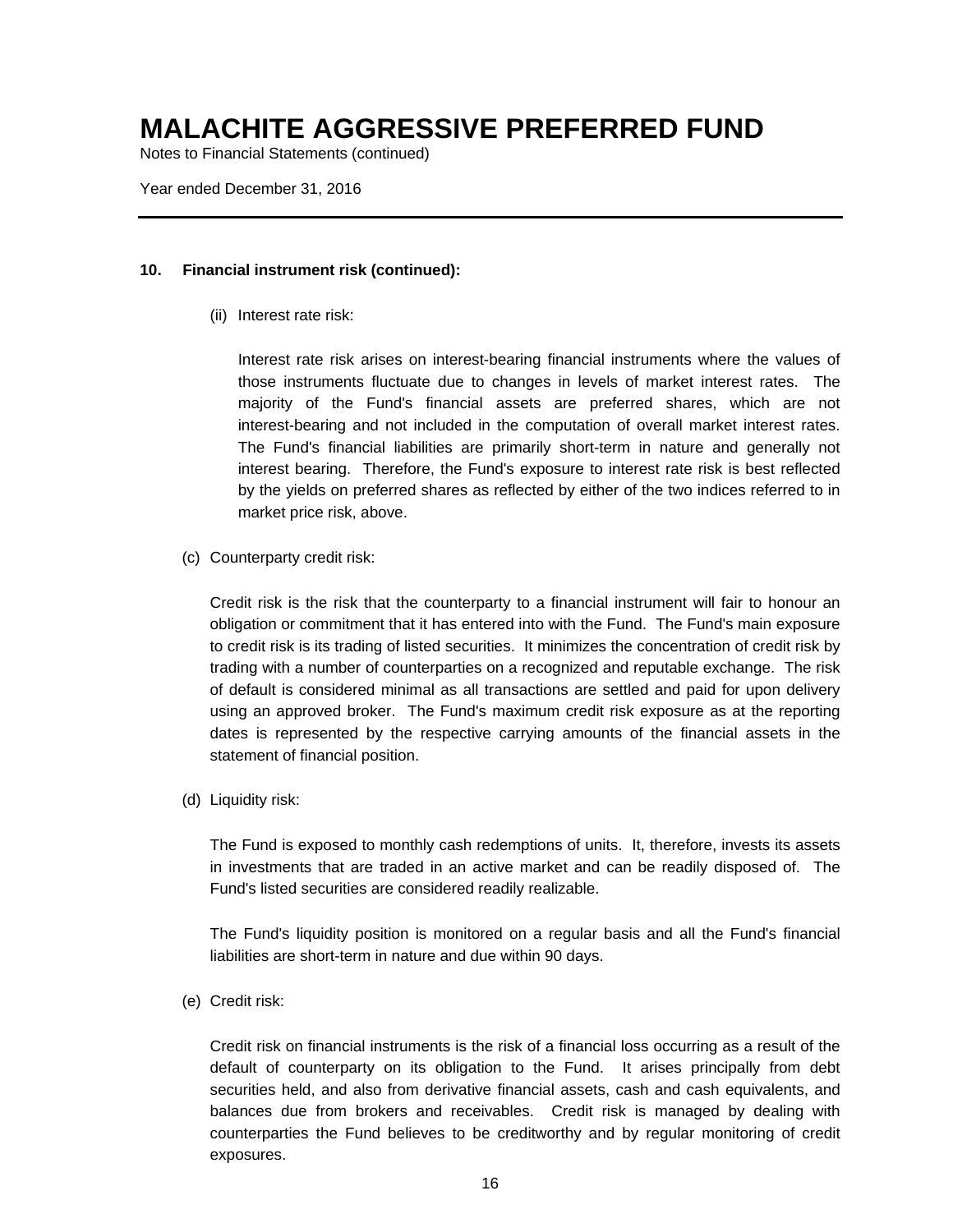# MALACHITE AGGRESSIVE PREFERRED FUND

Notes to Financial Statements (continued)

Year ended December 31, 2016

---

**10. Financial instrument risk (continued):**

(ii) Interest rate risk:

Interest rate risk arises on interest-bearing financial instruments where the values of those instruments fluctuate due to changes in levels of market interest rates. The majority of the Fund's financial assets are preferred shares, which are not interest-bearing and not included in the computation of overall market interest rates. The Fund's financial liabilities are primarily short-term in nature and generally not interest bearing. Therefore, the Fund's exposure to interest rate risk is best reflected by the yields on preferred shares as reflected by either of the two indices referred to in market price risk, above.

(c) Counterparty credit risk:

Credit risk is the risk that the counterparty to a financial instrument will fair to honour an obligation or commitment that it has entered into with the Fund. The Fund's main exposure to credit risk is its trading of listed securities. It minimizes the concentration of credit risk by trading with a number of counterparties on a recognized and reputable exchange. The risk of default is considered minimal as all transactions are settled and paid for upon delivery using an approved broker. The Fund's maximum credit risk exposure as at the reporting dates is represented by the respective carrying amounts of the financial assets in the statement of financial position.

(d) Liquidity risk:

The Fund is exposed to monthly cash redemptions of units. It, therefore, invests its assets in investments that are traded in an active market and can be readily disposed of. The Fund's listed securities are considered readily realizable.

The Fund's liquidity position is monitored on a regular basis and all the Fund's financial liabilities are short-term in nature and due within 90 days.

(e) Credit risk:

Credit risk on financial instruments is the risk of a financial loss occurring as a result of the default of counterparty on its obligation to the Fund. It arises principally from debt securities held, and also from derivative financial assets, cash and cash equivalents, and balances due from brokers and receivables. Credit risk is managed by dealing with counterparties the Fund believes to be creditworthy and by regular monitoring of credit exposures.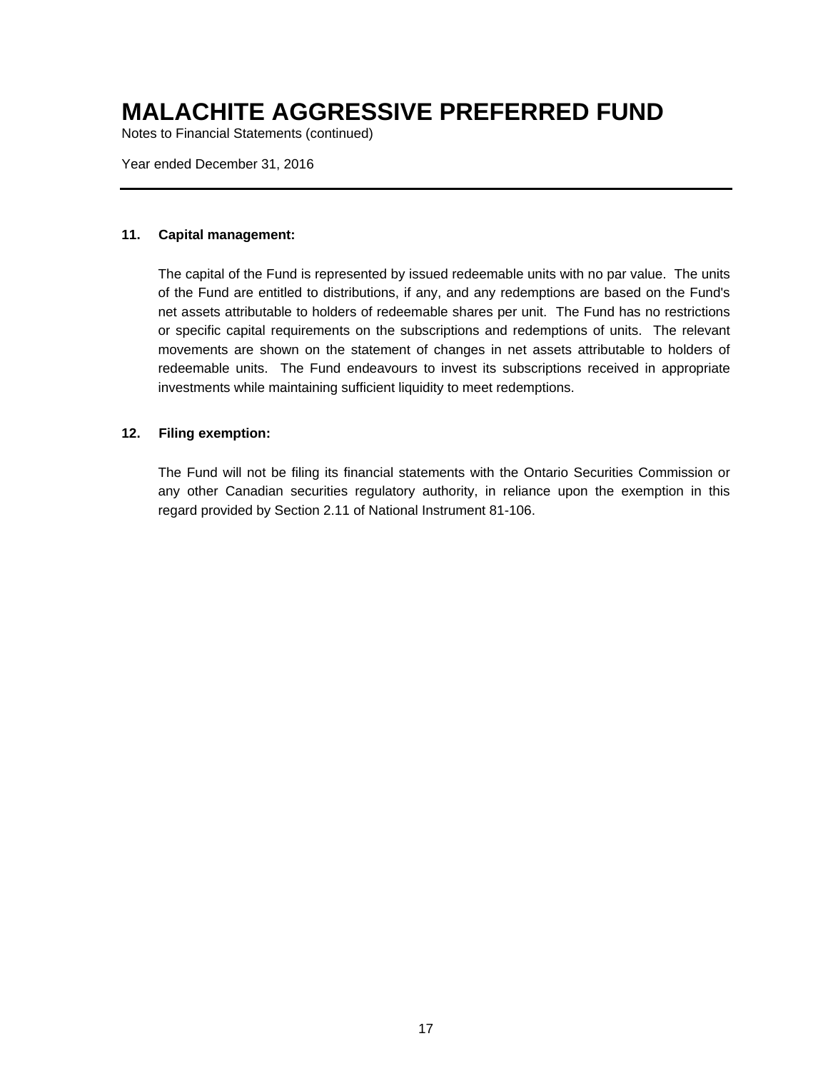# MALACHITE AGGRESSIVE PREFERRED FUND

Notes to Financial Statements (continued)

Year ended December 31, 2016

**11. Capital management:**

The capital of the Fund is represented by issued redeemable units with no par value. The units of the Fund are entitled to distributions, if any, and any redemptions are based on the Fund's net assets attributable to holders of redeemable shares per unit. The Fund has no restrictions or specific capital requirements on the subscriptions and redemptions of units. The relevant movements are shown on the statement of changes in net assets attributable to holders of redeemable units. The Fund endeavours to invest its subscriptions received in appropriate investments while maintaining sufficient liquidity to meet redemptions.

**12. Filing exemption:**

The Fund will not be filing its financial statements with the Ontario Securities Commission or any other Canadian securities regulatory authority, in reliance upon the exemption in this regard provided by Section 2.11 of National Instrument 81-106.